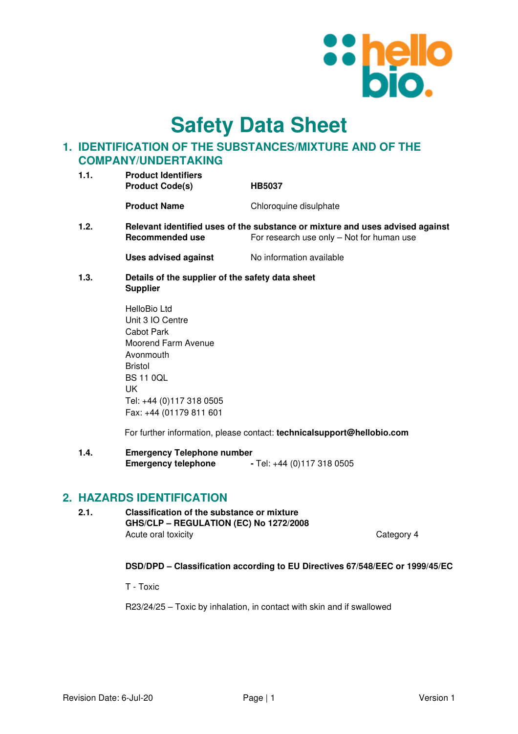# Safety Data Sheet

## 1. IDENTIFICATION OF THE SUBSTANCES/MIXTURE AND OF THE COMPANY/UNDERTAKING

**1.1. Product Identifiers**

**Product Code(s)** **HB5037**

**Product Name** Chloroquine disulphate

**1.2. Relevant identified uses of the substance or mixture and uses advised against**

**Recommended use** For research use only – Not for human use

**Uses advised against** No information available

**1.3. Details of the supplier of the safety data sheet**

**Supplier**

HelloBio Ltd
Unit 3 IO Centre
Cabot Park
Moorend Farm Avenue
Avonmouth
Bristol
BS 11 0QL
UK
Tel: +44 (0)117 318 0505
Fax: +44 (01179 811 601

For further information, please contact: **technicalsupport@hellobio.com**

**1.4. Emergency Telephone number**

**Emergency telephone** **-** Tel: +44 (0)117 318 0505

## 2. HAZARDS IDENTIFICATION

**2.1. Classification of the substance or mixture**

**GHS/CLP – REGULATION (EC) No 1272/2008**

Acute oral toxicity Category 4

**DSD/DPD – Classification according to EU Directives 67/548/EEC or 1999/45/EC**

T - Toxic

R23/24/25 – Toxic by inhalation, in contact with skin and if swallowed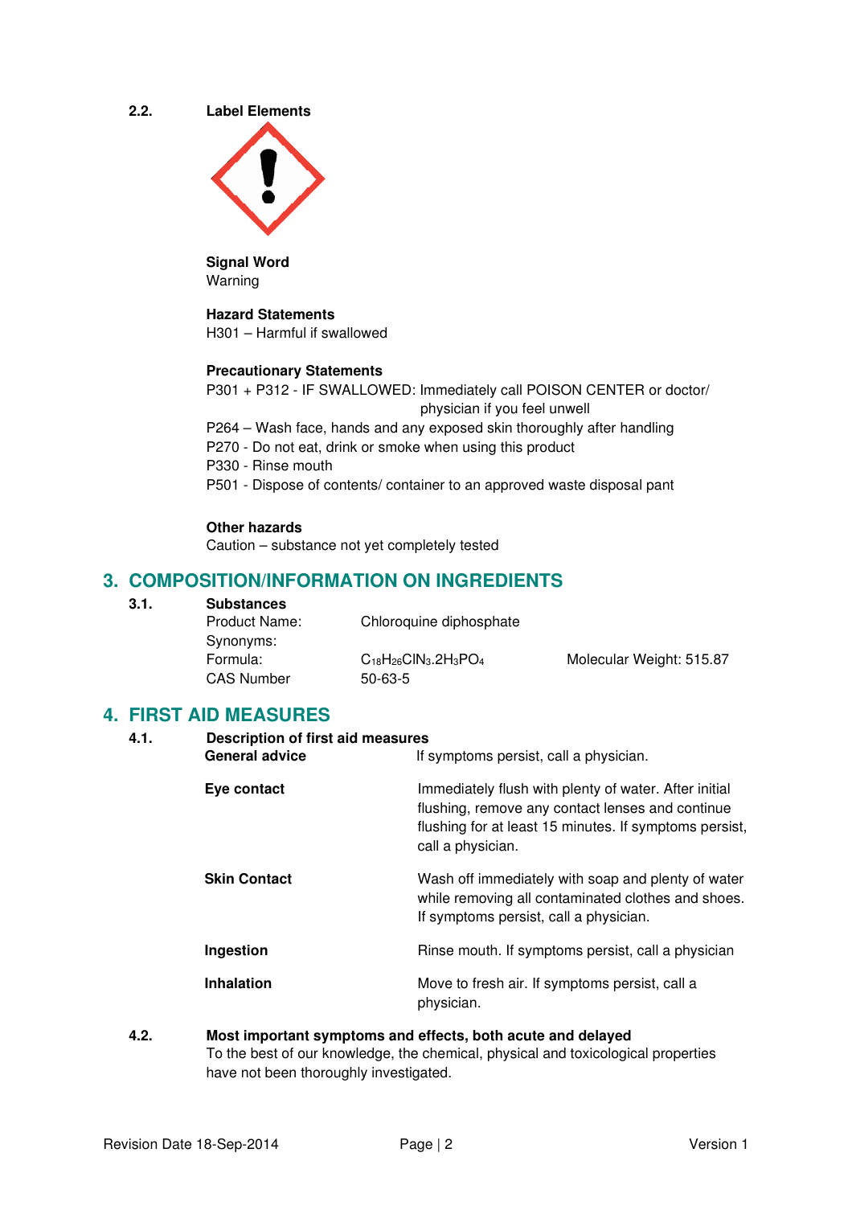**2.2. Label Elements**

**Signal Word**
Warning

**Hazard Statements**
H301 – Harmful if swallowed

**Precautionary Statements**
P301 + P312 - IF SWALLOWED: Immediately call POISON CENTER or doctor/ physician if you feel unwell
P264 – Wash face, hands and any exposed skin thoroughly after handling
P270 - Do not eat, drink or smoke when using this product
P330 - Rinse mouth
P501 - Dispose of contents/ container to an approved waste disposal pant

**Other hazards**
Caution – substance not yet completely tested

## 3. COMPOSITION/INFORMATION ON INGREDIENTS

**3.1. Substances**

| | | |
|---|---|---|
| Product Name: | Chloroquine diphosphate | |
| Synonyms: | | |
| Formula: | $C_{18}H_{26}ClN_3.2H_3PO_4$ | Molecular Weight: 515.87 |
| CAS Number | 50-63-5 | |

## 4. FIRST AID MEASURES

**4.1. Description of first aid measures**

| | |
|---|---|
| **General advice** | If symptoms persist, call a physician. |
| **Eye contact** | Immediately flush with plenty of water. After initial flushing, remove any contact lenses and continue flushing for at least 15 minutes. If symptoms persist, call a physician. |
| **Skin Contact** | Wash off immediately with soap and plenty of water while removing all contaminated clothes and shoes. If symptoms persist, call a physician. |
| **Ingestion** | Rinse mouth. If symptoms persist, call a physician |
| **Inhalation** | Move to fresh air. If symptoms persist, call a physician. |

**4.2. Most important symptoms and effects, both acute and delayed**
To the best of our knowledge, the chemical, physical and toxicological properties have not been thoroughly investigated.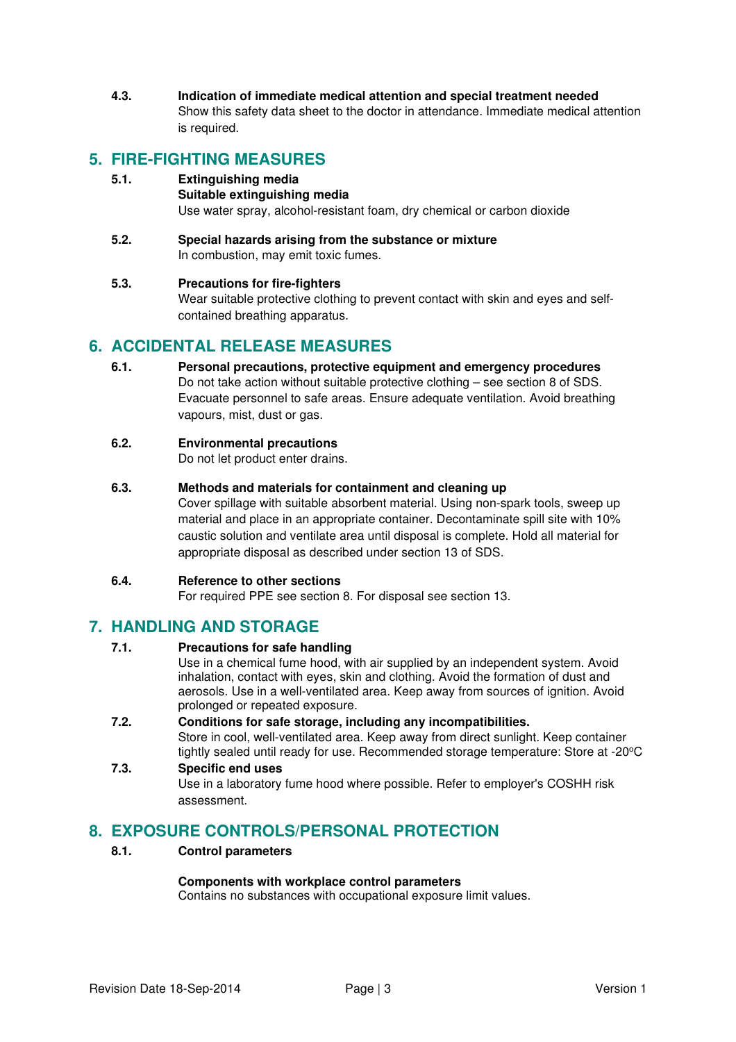**4.3. Indication of immediate medical attention and special treatment needed**

Show this safety data sheet to the doctor in attendance. Immediate medical attention is required.

## 5. FIRE-FIGHTING MEASURES

**5.1. Extinguishing media**

**Suitable extinguishing media**

Use water spray, alcohol-resistant foam, dry chemical or carbon dioxide

**5.2. Special hazards arising from the substance or mixture**

In combustion, may emit toxic fumes.

**5.3. Precautions for fire-fighters**

Wear suitable protective clothing to prevent contact with skin and eyes and self-contained breathing apparatus.

## 6. ACCIDENTAL RELEASE MEASURES

**6.1. Personal precautions, protective equipment and emergency procedures**

Do not take action without suitable protective clothing – see section 8 of SDS. Evacuate personnel to safe areas. Ensure adequate ventilation. Avoid breathing vapours, mist, dust or gas.

**6.2. Environmental precautions**

Do not let product enter drains.

**6.3. Methods and materials for containment and cleaning up**

Cover spillage with suitable absorbent material. Using non-spark tools, sweep up material and place in an appropriate container. Decontaminate spill site with 10% caustic solution and ventilate area until disposal is complete. Hold all material for appropriate disposal as described under section 13 of SDS.

**6.4. Reference to other sections**

For required PPE see section 8. For disposal see section 13.

## 7. HANDLING AND STORAGE

**7.1. Precautions for safe handling**

Use in a chemical fume hood, with air supplied by an independent system. Avoid inhalation, contact with eyes, skin and clothing. Avoid the formation of dust and aerosols. Use in a well-ventilated area. Keep away from sources of ignition. Avoid prolonged or repeated exposure.

**7.2. Conditions for safe storage, including any incompatibilities.**

Store in cool, well-ventilated area. Keep away from direct sunlight. Keep container tightly sealed until ready for use. Recommended storage temperature: Store at -20$^{o}$C

**7.3. Specific end uses**

Use in a laboratory fume hood where possible. Refer to employer's COSHH risk assessment.

## 8. EXPOSURE CONTROLS/PERSONAL PROTECTION

**8.1. Control parameters**

**Components with workplace control parameters**

Contains no substances with occupational exposure limit values.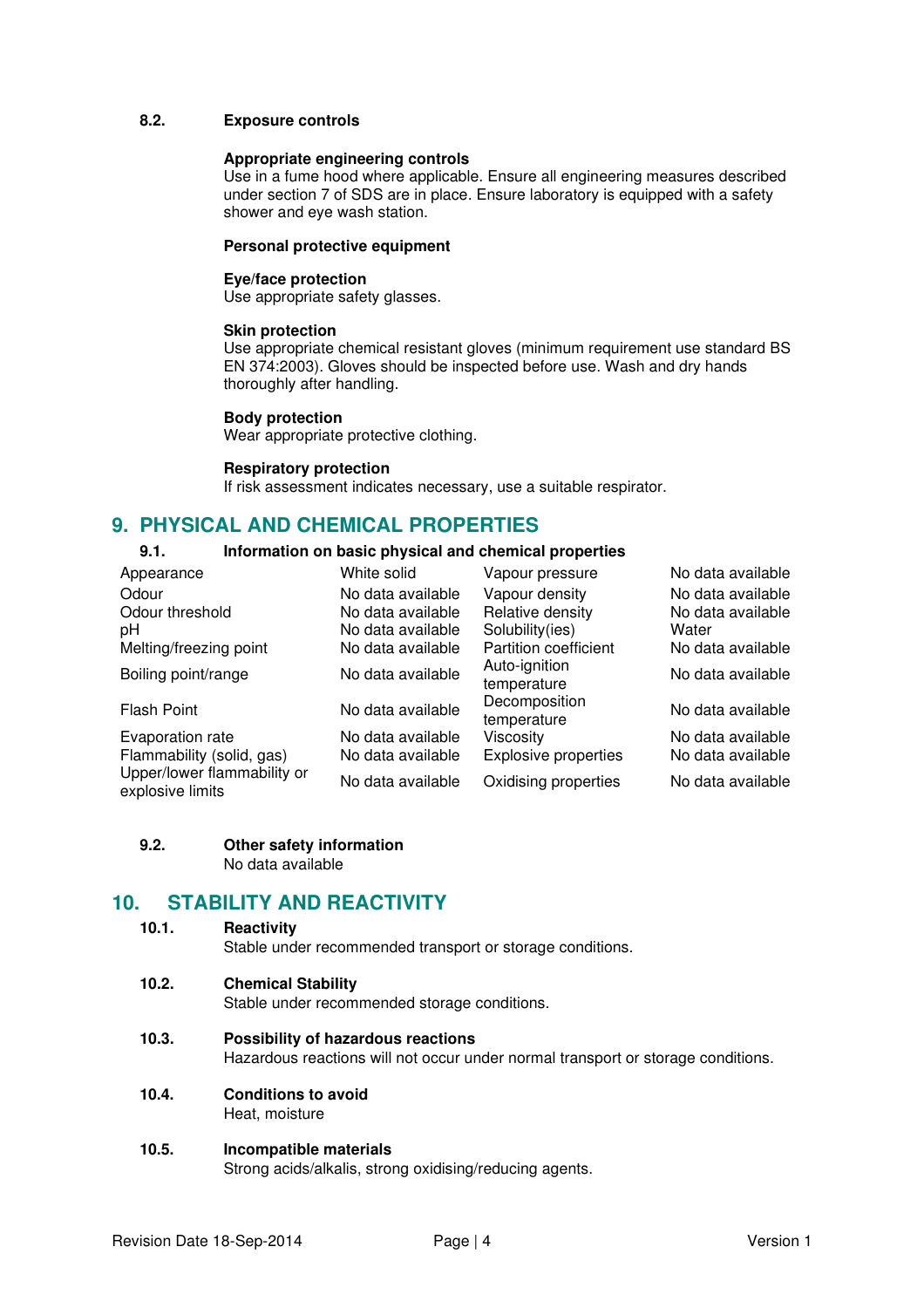#### 8.2. Exposure controls

**Appropriate engineering controls**
Use in a fume hood where applicable. Ensure all engineering measures described under section 7 of SDS are in place. Ensure laboratory is equipped with a safety shower and eye wash station.

**Personal protective equipment**

**Eye/face protection**
Use appropriate safety glasses.

**Skin protection**
Use appropriate chemical resistant gloves (minimum requirement use standard BS EN 374:2003). Gloves should be inspected before use. Wash and dry hands thoroughly after handling.

**Body protection**
Wear appropriate protective clothing.

**Respiratory protection**
If risk assessment indicates necessary, use a suitable respirator.

## 9. PHYSICAL AND CHEMICAL PROPERTIES

#### 9.1. Information on basic physical and chemical properties

| Property | Value | Property | Value |
|---|---|---|---|
| Appearance | White solid | Vapour pressure | No data available |
| Odour | No data available | Vapour density | No data available |
| Odour threshold | No data available | Relative density | No data available |
| pH | No data available | Solubility(ies) | Water |
| Melting/freezing point | No data available | Partition coefficient | No data available |
| Boiling point/range | No data available | Auto-ignition temperature | No data available |
| Flash Point | No data available | Decomposition temperature | No data available |
| Evaporation rate | No data available | Viscosity | No data available |
| Flammability (solid, gas) | No data available | Explosive properties | No data available |
| Upper/lower flammability or explosive limits | No data available | Oxidising properties | No data available |

#### 9.2. Other safety information
No data available

## 10. STABILITY AND REACTIVITY

#### 10.1. Reactivity
Stable under recommended transport or storage conditions.

#### 10.2. Chemical Stability
Stable under recommended storage conditions.

#### 10.3. Possibility of hazardous reactions
Hazardous reactions will not occur under normal transport or storage conditions.

#### 10.4. Conditions to avoid
Heat, moisture

#### 10.5. Incompatible materials
Strong acids/alkalis, strong oxidising/reducing agents.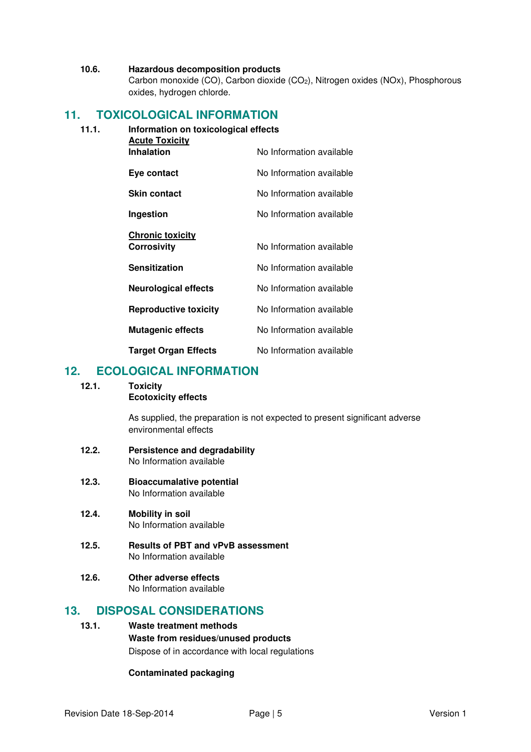**10.6. Hazardous decomposition products**

Carbon monoxide (CO), Carbon dioxide ($CO_2$), Nitrogen oxides (NOx), Phosphorous oxides, hydrogen chlorde.

## 11. TOXICOLOGICAL INFORMATION

**11.1. Information on toxicological effects**

**Acute Toxicity**

| | |
|---|---|
| **Inhalation** | No Information available |
| **Eye contact** | No Information available |
| **Skin contact** | No Information available |
| **Ingestion** | No Information available |

**Chronic toxicity**

| | |
|---|---|
| **Corrosivity** | No Information available |
| **Sensitization** | No Information available |
| **Neurological effects** | No Information available |
| **Reproductive toxicity** | No Information available |
| **Mutagenic effects** | No Information available |
| **Target Organ Effects** | No Information available |

## 12. ECOLOGICAL INFORMATION

**12.1. Toxicity**

**Ecotoxicity effects**

As supplied, the preparation is not expected to present significant adverse environmental effects

**12.2. Persistence and degradability**

No Information available

**12.3. Bioaccumalative potential**

No Information available

**12.4. Mobility in soil**

No Information available

**12.5. Results of PBT and vPvB assessment**

No Information available

**12.6. Other adverse effects**

No Information available

## 13. DISPOSAL CONSIDERATIONS

**13.1. Waste treatment methods**

**Waste from residues/unused products**

Dispose of in accordance with local regulations

**Contaminated packaging**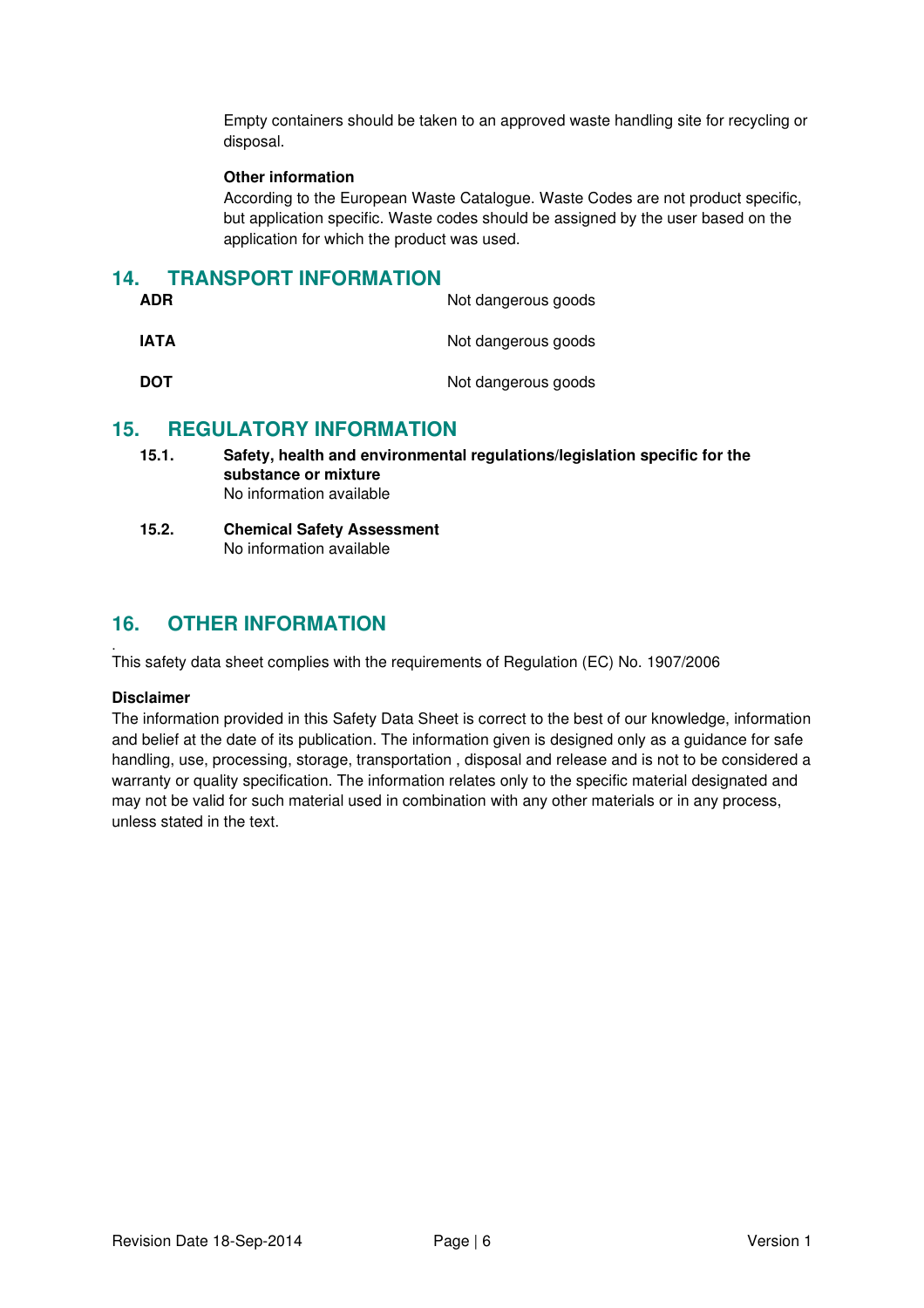Empty containers should be taken to an approved waste handling site for recycling or disposal.

**Other information**

According to the European Waste Catalogue. Waste Codes are not product specific, but application specific. Waste codes should be assigned by the user based on the application for which the product was used.

## 14. TRANSPORT INFORMATION

| | |
|---|---|
| **ADR** | Not dangerous goods |
| **IATA** | Not dangerous goods |
| **DOT** | Not dangerous goods |

## 15. REGULATORY INFORMATION

**15.1. Safety, health and environmental regulations/legislation specific for the substance or mixture**

No information available

**15.2. Chemical Safety Assessment**

No information available

## 16. OTHER INFORMATION

.

This safety data sheet complies with the requirements of Regulation (EC) No. 1907/2006

**Disclaimer**

The information provided in this Safety Data Sheet is correct to the best of our knowledge, information and belief at the date of its publication. The information given is designed only as a guidance for safe handling, use, processing, storage, transportation , disposal and release and is not to be considered a warranty or quality specification. The information relates only to the specific material designated and may not be valid for such material used in combination with any other materials or in any process, unless stated in the text.